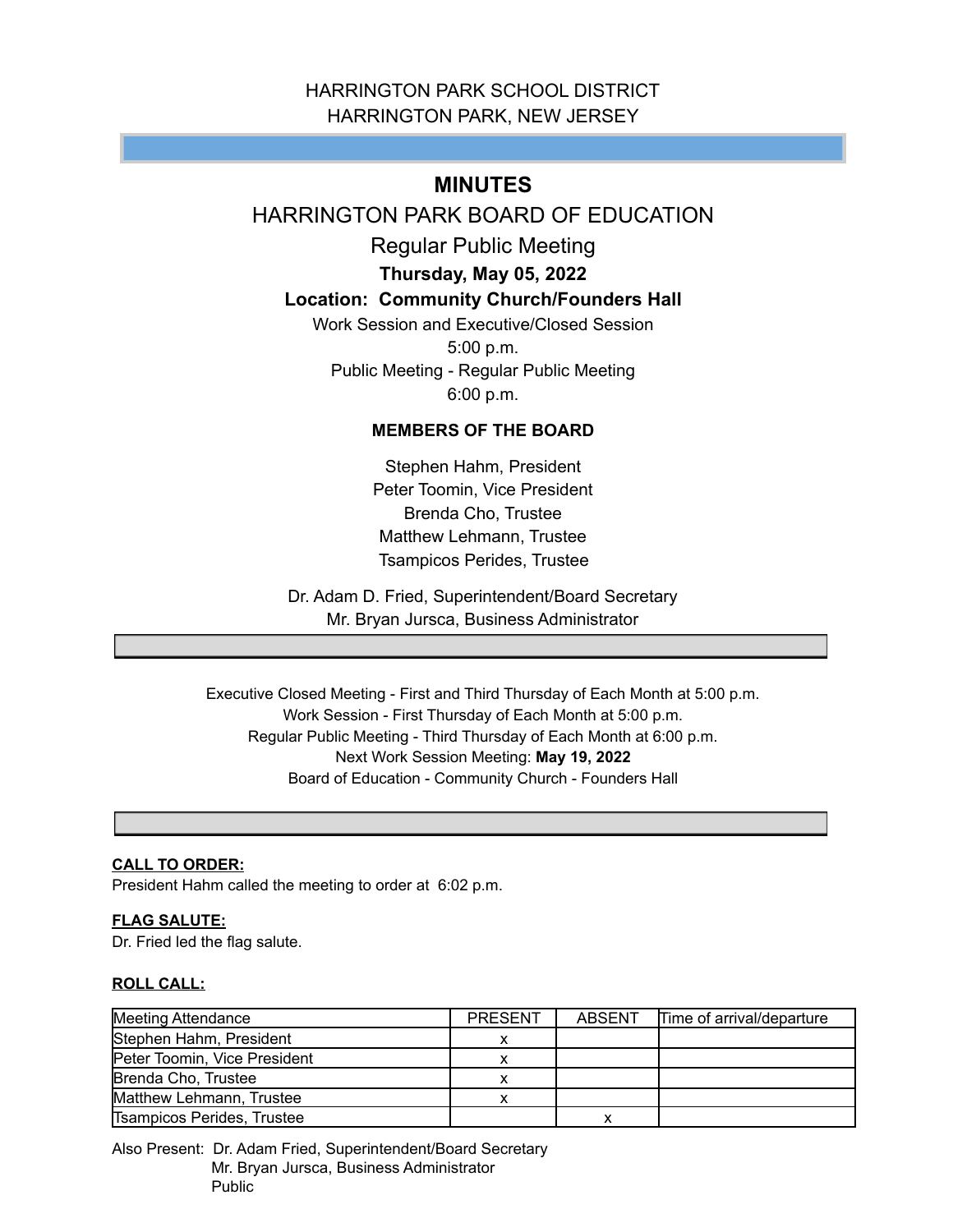HARRINGTON PARK SCHOOL DISTRICT
HARRINGTON PARK, NEW JERSEY

# MINUTES

## HARRINGTON PARK BOARD OF EDUCATION

Regular Public Meeting

**Thursday, May 05, 2022**

**Location: Community Church/Founders Hall**

Work Session and Executive/Closed Session
5:00 p.m.
Public Meeting - Regular Public Meeting
6:00 p.m.

**MEMBERS OF THE BOARD**

Stephen Hahm, President
Peter Toomin, Vice President
Brenda Cho, Trustee
Matthew Lehmann, Trustee
Tsampicos Perides, Trustee

Dr. Adam D. Fried, Superintendent/Board Secretary
Mr. Bryan Jursca, Business Administrator

Executive Closed Meeting - First and Third Thursday of Each Month at 5:00 p.m.
Work Session - First Thursday of Each Month at 5:00 p.m.
Regular Public Meeting - Third Thursday of Each Month at 6:00 p.m.
Next Work Session Meeting: **May 19, 2022**
Board of Education - Community Church - Founders Hall

**CALL TO ORDER:**
President Hahm called the meeting to order at 6:02 p.m.

**FLAG SALUTE:**
Dr. Fried led the flag salute.

**ROLL CALL:**

| Meeting Attendance | PRESENT | ABSENT | Time of arrival/departure |
|---|---|---|---|
| Stephen Hahm, President | x | | |
| Peter Toomin, Vice President | x | | |
| Brenda Cho, Trustee | x | | |
| Matthew Lehmann, Trustee | x | | |
| Tsampicos Perides, Trustee | | x | |

Also Present: Dr. Adam Fried, Superintendent/Board Secretary
Mr. Bryan Jursca, Business Administrator
Public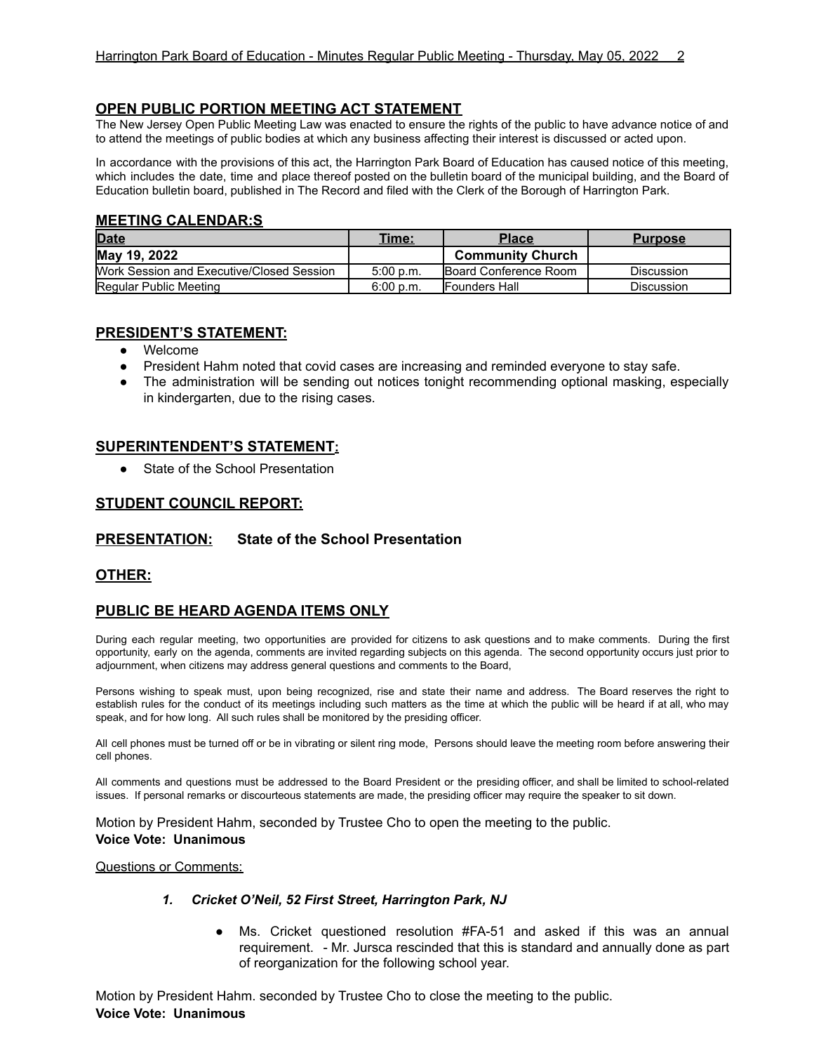## OPEN PUBLIC PORTION MEETING ACT STATEMENT

The New Jersey Open Public Meeting Law was enacted to ensure the rights of the public to have advance notice of and to attend the meetings of public bodies at which any business affecting their interest is discussed or acted upon.

In accordance with the provisions of this act, the Harrington Park Board of Education has caused notice of this meeting, which includes the date, time and place thereof posted on the bulletin board of the municipal building, and the Board of Education bulletin board, published in The Record and filed with the Clerk of the Borough of Harrington Park.

## MEETING CALENDAR:S

| Date | Time: | Place | Purpose |
|---|---|---|---|
| **May 19, 2022** | | **Community Church** | |
| Work Session and Executive/Closed Session | 5:00 p.m. | Board Conference Room | Discussion |
| Regular Public Meeting | 6:00 p.m. | Founders Hall | Discussion |

## PRESIDENT'S STATEMENT:

- Welcome
- President Hahm noted that covid cases are increasing and reminded everyone to stay safe.
- The administration will be sending out notices tonight recommending optional masking, especially in kindergarten, due to the rising cases.

## SUPERINTENDENT'S STATEMENT:

- State of the School Presentation

## STUDENT COUNCIL REPORT:

## PRESENTATION: State of the School Presentation

## OTHER:

## PUBLIC BE HEARD AGENDA ITEMS ONLY

During each regular meeting, two opportunities are provided for citizens to ask questions and to make comments. During the first opportunity, early on the agenda, comments are invited regarding subjects on this agenda. The second opportunity occurs just prior to adjournment, when citizens may address general questions and comments to the Board,

Persons wishing to speak must, upon being recognized, rise and state their name and address. The Board reserves the right to establish rules for the conduct of its meetings including such matters as the time at which the public will be heard if at all, who may speak, and for how long. All such rules shall be monitored by the presiding officer.

All cell phones must be turned off or be in vibrating or silent ring mode, Persons should leave the meeting room before answering their cell phones.

All comments and questions must be addressed to the Board President or the presiding officer, and shall be limited to school-related issues. If personal remarks or discourteous statements are made, the presiding officer may require the speaker to sit down.

Motion by President Hahm, seconded by Trustee Cho to open the meeting to the public.
**Voice Vote: Unanimous**

Questions or Comments:

1. ***Cricket O'Neil, 52 First Street, Harrington Park, NJ***

   - Ms. Cricket questioned resolution #FA-51 and asked if this was an annual requirement. - Mr. Jursca rescinded that this is standard and annually done as part of reorganization for the following school year.

Motion by President Hahm. seconded by Trustee Cho to close the meeting to the public.
**Voice Vote: Unanimous**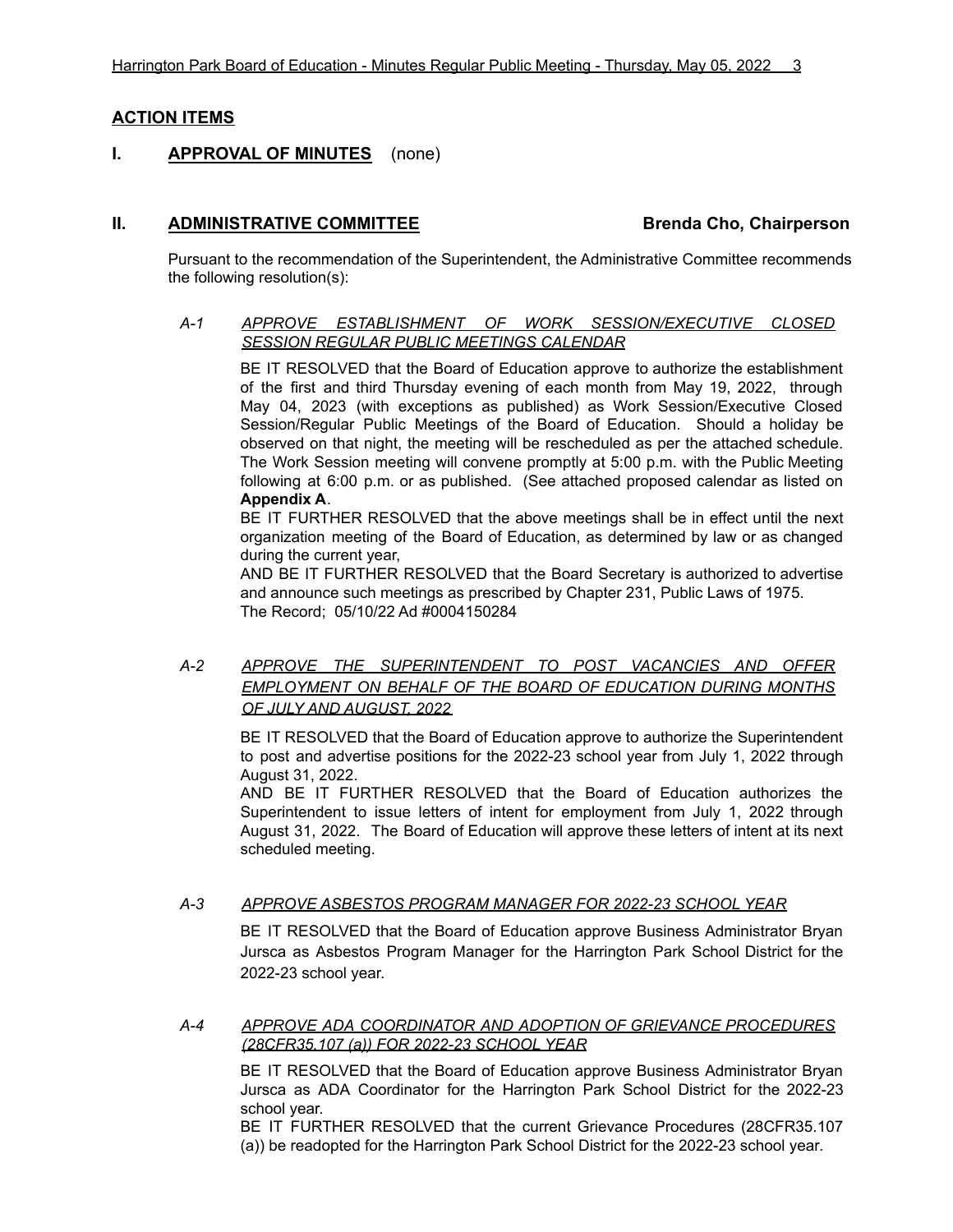## ACTION ITEMS

### I. APPROVAL OF MINUTES (none)

### II. ADMINISTRATIVE COMMITTEE — Brenda Cho, Chairperson

Pursuant to the recommendation of the Superintendent, the Administrative Committee recommends the following resolution(s):

*A-1 APPROVE ESTABLISHMENT OF WORK SESSION/EXECUTIVE CLOSED SESSION REGULAR PUBLIC MEETINGS CALENDAR*

BE IT RESOLVED that the Board of Education approve to authorize the establishment of the first and third Thursday evening of each month from May 19, 2022, through May 04, 2023 (with exceptions as published) as Work Session/Executive Closed Session/Regular Public Meetings of the Board of Education. Should a holiday be observed on that night, the meeting will be rescheduled as per the attached schedule. The Work Session meeting will convene promptly at 5:00 p.m. with the Public Meeting following at 6:00 p.m. or as published. (See attached proposed calendar as listed on **Appendix A**.

BE IT FURTHER RESOLVED that the above meetings shall be in effect until the next organization meeting of the Board of Education, as determined by law or as changed during the current year,

AND BE IT FURTHER RESOLVED that the Board Secretary is authorized to advertise and announce such meetings as prescribed by Chapter 231, Public Laws of 1975.

The Record; 05/10/22 Ad #0004150284

*A-2 APPROVE THE SUPERINTENDENT TO POST VACANCIES AND OFFER EMPLOYMENT ON BEHALF OF THE BOARD OF EDUCATION DURING MONTHS OF JULY AND AUGUST, 2022*

BE IT RESOLVED that the Board of Education approve to authorize the Superintendent to post and advertise positions for the 2022-23 school year from July 1, 2022 through August 31, 2022.

AND BE IT FURTHER RESOLVED that the Board of Education authorizes the Superintendent to issue letters of intent for employment from July 1, 2022 through August 31, 2022. The Board of Education will approve these letters of intent at its next scheduled meeting.

*A-3 APPROVE ASBESTOS PROGRAM MANAGER FOR 2022-23 SCHOOL YEAR*

BE IT RESOLVED that the Board of Education approve Business Administrator Bryan Jursca as Asbestos Program Manager for the Harrington Park School District for the 2022-23 school year.

*A-4 APPROVE ADA COORDINATOR AND ADOPTION OF GRIEVANCE PROCEDURES (28CFR35.107 (a)) FOR 2022-23 SCHOOL YEAR*

BE IT RESOLVED that the Board of Education approve Business Administrator Bryan Jursca as ADA Coordinator for the Harrington Park School District for the 2022-23 school year.

BE IT FURTHER RESOLVED that the current Grievance Procedures (28CFR35.107 (a)) be readopted for the Harrington Park School District for the 2022-23 school year.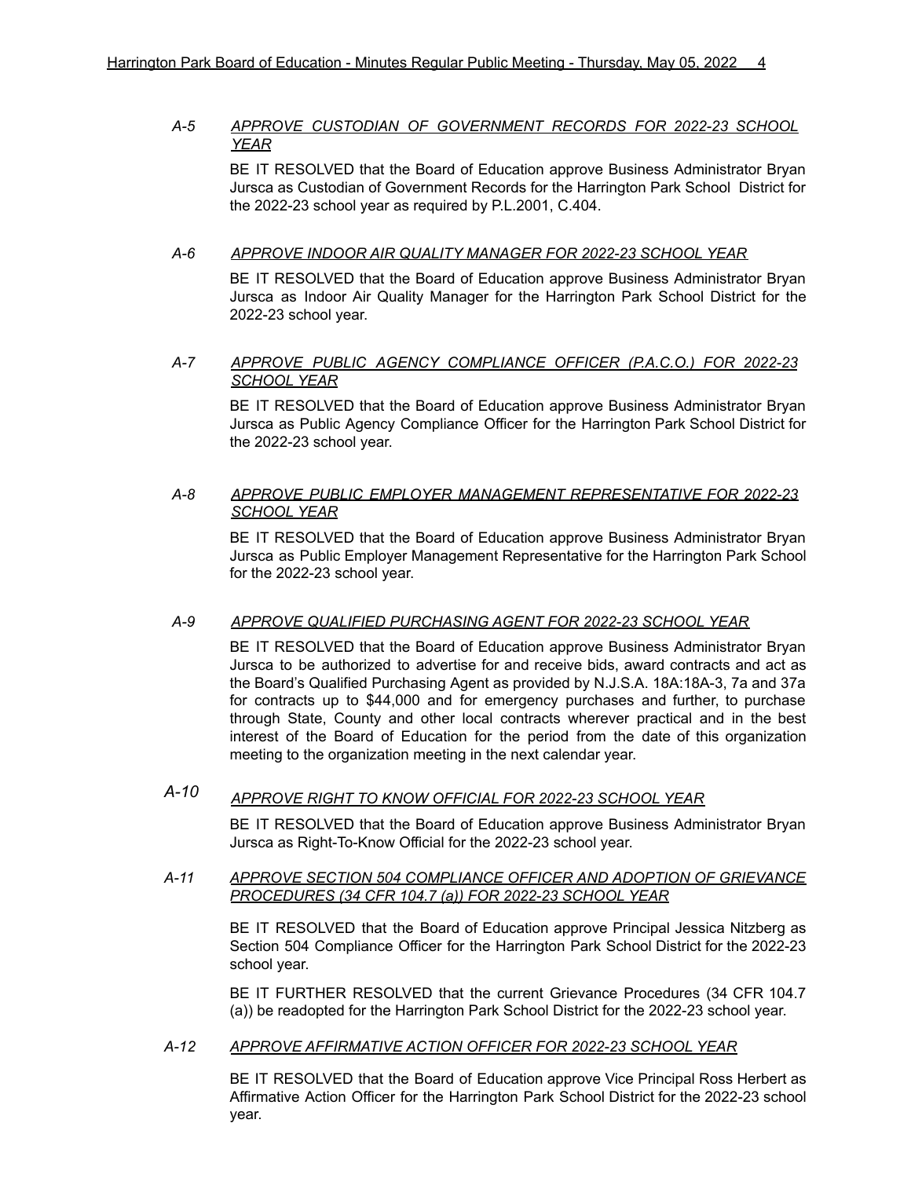*A-5* ***APPROVE CUSTODIAN OF GOVERNMENT RECORDS FOR 2022-23 SCHOOL YEAR***

BE IT RESOLVED that the Board of Education approve Business Administrator Bryan Jursca as Custodian of Government Records for the Harrington Park School District for the 2022-23 school year as required by P.L.2001, C.404.

*A-6* ***APPROVE INDOOR AIR QUALITY MANAGER FOR 2022-23 SCHOOL YEAR***

BE IT RESOLVED that the Board of Education approve Business Administrator Bryan Jursca as Indoor Air Quality Manager for the Harrington Park School District for the 2022-23 school year.

*A-7* ***APPROVE PUBLIC AGENCY COMPLIANCE OFFICER (P.A.C.O.) FOR 2022-23 SCHOOL YEAR***

BE IT RESOLVED that the Board of Education approve Business Administrator Bryan Jursca as Public Agency Compliance Officer for the Harrington Park School District for the 2022-23 school year.

*A-8* ***APPROVE PUBLIC EMPLOYER MANAGEMENT REPRESENTATIVE FOR 2022-23 SCHOOL YEAR***

BE IT RESOLVED that the Board of Education approve Business Administrator Bryan Jursca as Public Employer Management Representative for the Harrington Park School for the 2022-23 school year.

*A-9* ***APPROVE QUALIFIED PURCHASING AGENT FOR 2022-23 SCHOOL YEAR***

BE IT RESOLVED that the Board of Education approve Business Administrator Bryan Jursca to be authorized to advertise for and receive bids, award contracts and act as the Board's Qualified Purchasing Agent as provided by N.J.S.A. 18A:18A-3, 7a and 37a for contracts up to $44,000 and for emergency purchases and further, to purchase through State, County and other local contracts wherever practical and in the best interest of the Board of Education for the period from the date of this organization meeting to the organization meeting in the next calendar year.

*A-10* ***APPROVE RIGHT TO KNOW OFFICIAL FOR 2022-23 SCHOOL YEAR***

BE IT RESOLVED that the Board of Education approve Business Administrator Bryan Jursca as Right-To-Know Official for the 2022-23 school year.

*A-11* ***APPROVE SECTION 504 COMPLIANCE OFFICER AND ADOPTION OF GRIEVANCE PROCEDURES (34 CFR 104.7 (a)) FOR 2022-23 SCHOOL YEAR***

BE IT RESOLVED that the Board of Education approve Principal Jessica Nitzberg as Section 504 Compliance Officer for the Harrington Park School District for the 2022-23 school year.

BE IT FURTHER RESOLVED that the current Grievance Procedures (34 CFR 104.7 (a)) be readopted for the Harrington Park School District for the 2022-23 school year.

*A-12* ***APPROVE AFFIRMATIVE ACTION OFFICER FOR 2022-23 SCHOOL YEAR***

BE IT RESOLVED that the Board of Education approve Vice Principal Ross Herbert as Affirmative Action Officer for the Harrington Park School District for the 2022-23 school year.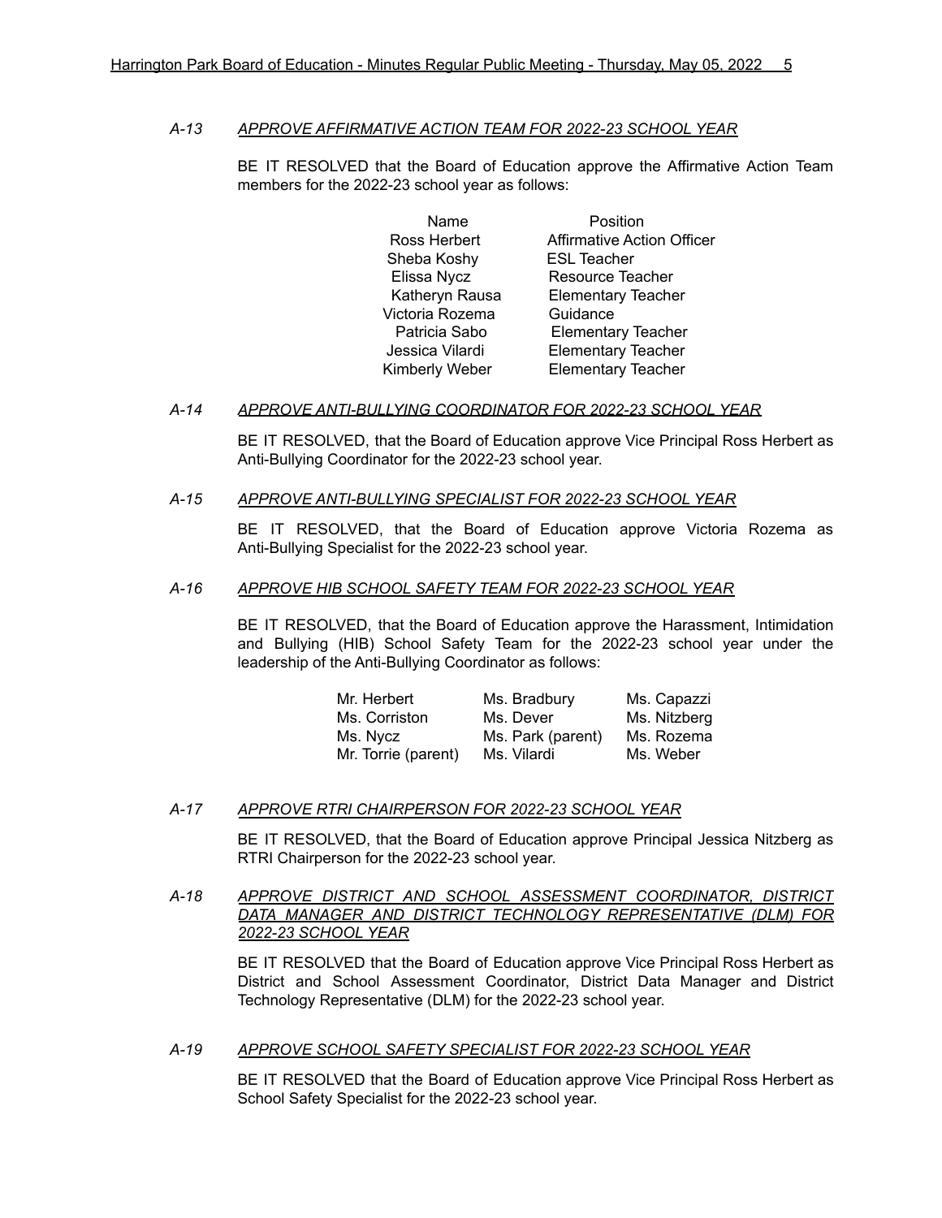*A-13* *APPROVE AFFIRMATIVE ACTION TEAM FOR 2022-23 SCHOOL YEAR*

BE IT RESOLVED that the Board of Education approve the Affirmative Action Team members for the 2022-23 school year as follows:

| Name | Position |
|---|---|
| Ross Herbert | Affirmative Action Officer |
| Sheba Koshy | ESL Teacher |
| Elissa Nycz | Resource Teacher |
| Katheryn Rausa | Elementary Teacher |
| Victoria Rozema | Guidance |
| Patricia Sabo | Elementary Teacher |
| Jessica Vilardi | Elementary Teacher |
| Kimberly Weber | Elementary Teacher |

*A-14* *APPROVE ANTI-BULLYING COORDINATOR FOR 2022-23 SCHOOL YEAR*

BE IT RESOLVED, that the Board of Education approve Vice Principal Ross Herbert as Anti-Bullying Coordinator for the 2022-23 school year.

*A-15* *APPROVE ANTI-BULLYING SPECIALIST FOR 2022-23 SCHOOL YEAR*

BE IT RESOLVED, that the Board of Education approve Victoria Rozema as Anti-Bullying Specialist for the 2022-23 school year.

*A-16* *APPROVE HIB SCHOOL SAFETY TEAM FOR 2022-23 SCHOOL YEAR*

BE IT RESOLVED, that the Board of Education approve the Harassment, Intimidation and Bullying (HIB) School Safety Team for the 2022-23 school year under the leadership of the Anti-Bullying Coordinator as follows:

| | | |
|---|---|---|
| Mr. Herbert | Ms. Bradbury | Ms. Capazzi |
| Ms. Corriston | Ms. Dever | Ms. Nitzberg |
| Ms. Nycz | Ms. Park (parent) | Ms. Rozema |
| Mr. Torrie (parent) | Ms. Vilardi | Ms. Weber |

*A-17* *APPROVE RTRI CHAIRPERSON FOR 2022-23 SCHOOL YEAR*

BE IT RESOLVED, that the Board of Education approve Principal Jessica Nitzberg as RTRI Chairperson for the 2022-23 school year.

*A-18* *APPROVE DISTRICT AND SCHOOL ASSESSMENT COORDINATOR, DISTRICT DATA MANAGER AND DISTRICT TECHNOLOGY REPRESENTATIVE (DLM) FOR 2022-23 SCHOOL YEAR*

BE IT RESOLVED that the Board of Education approve Vice Principal Ross Herbert as District and School Assessment Coordinator, District Data Manager and District Technology Representative (DLM) for the 2022-23 school year.

*A-19* *APPROVE SCHOOL SAFETY SPECIALIST FOR 2022-23 SCHOOL YEAR*

BE IT RESOLVED that the Board of Education approve Vice Principal Ross Herbert as School Safety Specialist for the 2022-23 school year.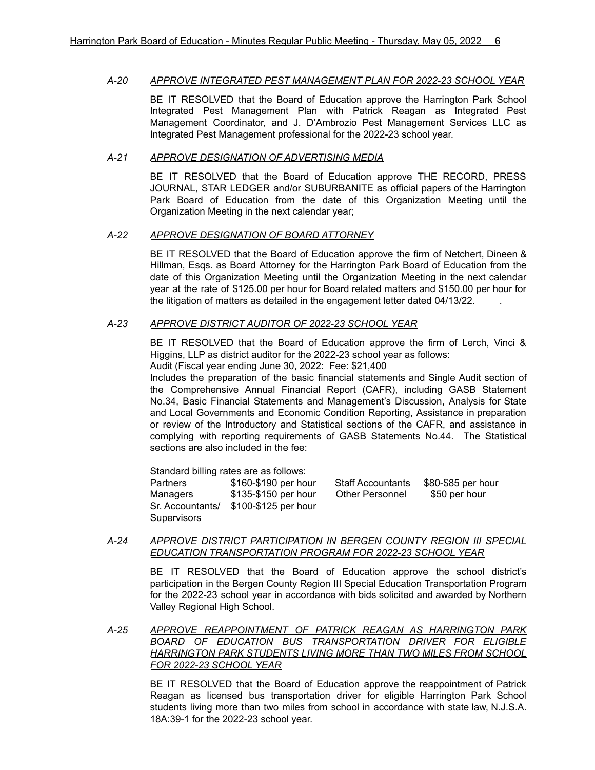*A-20* ***APPROVE INTEGRATED PEST MANAGEMENT PLAN FOR 2022-23 SCHOOL YEAR***

BE IT RESOLVED that the Board of Education approve the Harrington Park School Integrated Pest Management Plan with Patrick Reagan as Integrated Pest Management Coordinator, and J. D'Ambrozio Pest Management Services LLC as Integrated Pest Management professional for the 2022-23 school year.

*A-21* ***APPROVE DESIGNATION OF ADVERTISING MEDIA***

BE IT RESOLVED that the Board of Education approve THE RECORD, PRESS JOURNAL, STAR LEDGER and/or SUBURBANITE as official papers of the Harrington Park Board of Education from the date of this Organization Meeting until the Organization Meeting in the next calendar year;

*A-22* ***APPROVE DESIGNATION OF BOARD ATTORNEY***

BE IT RESOLVED that the Board of Education approve the firm of Netchert, Dineen & Hillman, Esqs. as Board Attorney for the Harrington Park Board of Education from the date of this Organization Meeting until the Organization Meeting in the next calendar year at the rate of $125.00 per hour for Board related matters and $150.00 per hour for the litigation of matters as detailed in the engagement letter dated 04/13/22.

*A-23* ***APPROVE DISTRICT AUDITOR OF 2022-23 SCHOOL YEAR***

BE IT RESOLVED that the Board of Education approve the firm of Lerch, Vinci & Higgins, LLP as district auditor for the 2022-23 school year as follows:
Audit (Fiscal year ending June 30, 2022: Fee: $21,400
Includes the preparation of the basic financial statements and Single Audit section of the Comprehensive Annual Financial Report (CAFR), including GASB Statement No.34, Basic Financial Statements and Management's Discussion, Analysis for State and Local Governments and Economic Condition Reporting, Assistance in preparation or review of the Introductory and Statistical sections of the CAFR, and assistance in complying with reporting requirements of GASB Statements No.44. The Statistical sections are also included in the fee:

Standard billing rates are as follows:

| | | | |
|---|---|---|---|
| Partners | $160-$190 per hour | Staff Accountants | $80-$85 per hour |
| Managers | $135-$150 per hour | Other Personnel | $50 per hour |
| Sr. Accountants/ Supervisors | $100-$125 per hour | | |

*A-24* ***APPROVE DISTRICT PARTICIPATION IN BERGEN COUNTY REGION III SPECIAL EDUCATION TRANSPORTATION PROGRAM FOR 2022-23 SCHOOL YEAR***

BE IT RESOLVED that the Board of Education approve the school district's participation in the Bergen County Region III Special Education Transportation Program for the 2022-23 school year in accordance with bids solicited and awarded by Northern Valley Regional High School.

*A-25* ***APPROVE REAPPOINTMENT OF PATRICK REAGAN AS HARRINGTON PARK BOARD OF EDUCATION BUS TRANSPORTATION DRIVER FOR ELIGIBLE HARRINGTON PARK STUDENTS LIVING MORE THAN TWO MILES FROM SCHOOL FOR 2022-23 SCHOOL YEAR***

BE IT RESOLVED that the Board of Education approve the reappointment of Patrick Reagan as licensed bus transportation driver for eligible Harrington Park School students living more than two miles from school in accordance with state law, N.J.S.A. 18A:39-1 for the 2022-23 school year.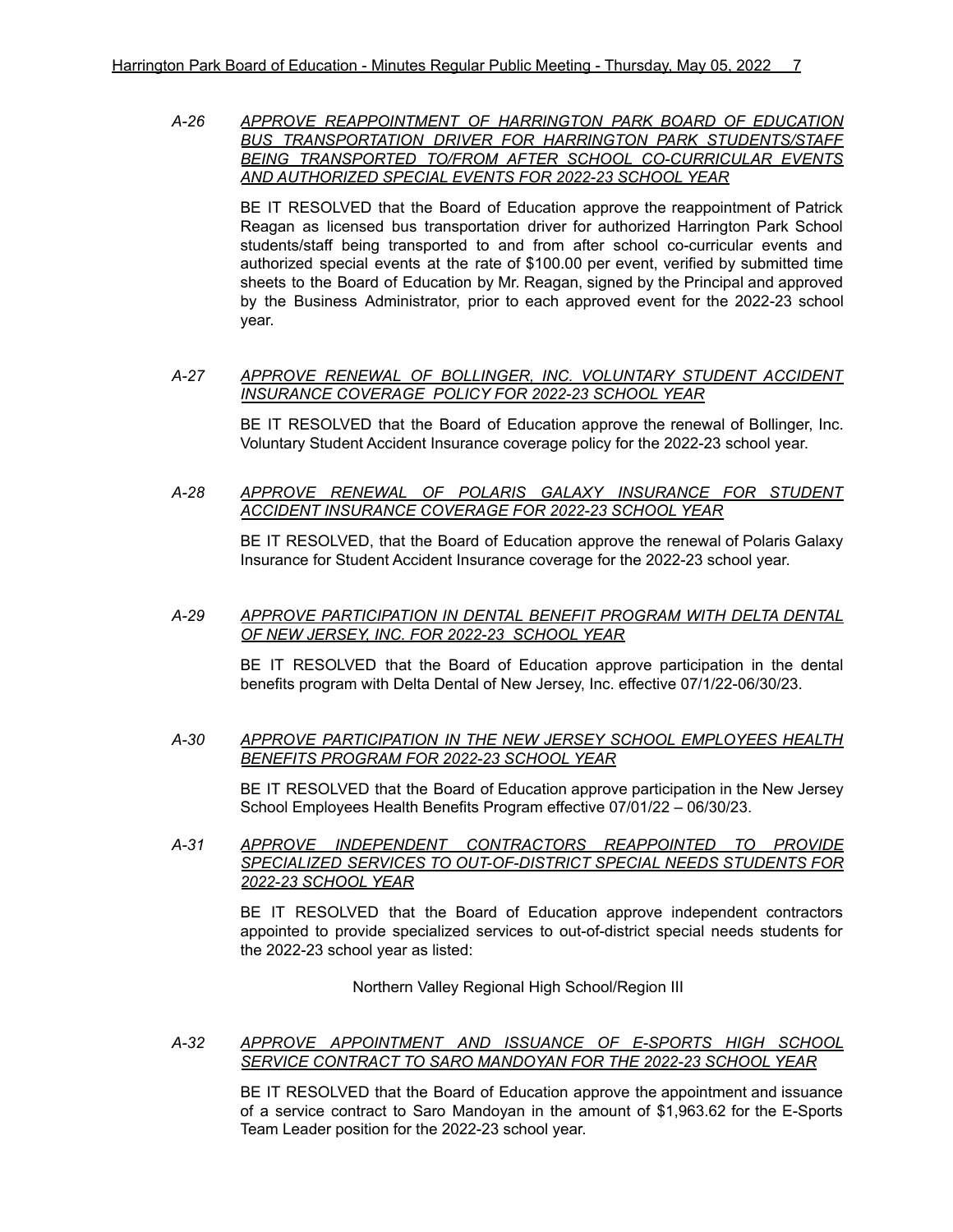*A-26* ***APPROVE REAPPOINTMENT OF HARRINGTON PARK BOARD OF EDUCATION BUS TRANSPORTATION DRIVER FOR HARRINGTON PARK STUDENTS/STAFF BEING TRANSPORTED TO/FROM AFTER SCHOOL CO-CURRICULAR EVENTS AND AUTHORIZED SPECIAL EVENTS FOR 2022-23 SCHOOL YEAR***

BE IT RESOLVED that the Board of Education approve the reappointment of Patrick Reagan as licensed bus transportation driver for authorized Harrington Park School students/staff being transported to and from after school co-curricular events and authorized special events at the rate of $100.00 per event, verified by submitted time sheets to the Board of Education by Mr. Reagan, signed by the Principal and approved by the Business Administrator, prior to each approved event for the 2022-23 school year.

*A-27* ***APPROVE RENEWAL OF BOLLINGER, INC. VOLUNTARY STUDENT ACCIDENT INSURANCE COVERAGE POLICY FOR 2022-23 SCHOOL YEAR***

BE IT RESOLVED that the Board of Education approve the renewal of Bollinger, Inc. Voluntary Student Accident Insurance coverage policy for the 2022-23 school year.

*A-28* ***APPROVE RENEWAL OF POLARIS GALAXY INSURANCE FOR STUDENT ACCIDENT INSURANCE COVERAGE FOR 2022-23 SCHOOL YEAR***

BE IT RESOLVED, that the Board of Education approve the renewal of Polaris Galaxy Insurance for Student Accident Insurance coverage for the 2022-23 school year.

*A-29* ***APPROVE PARTICIPATION IN DENTAL BENEFIT PROGRAM WITH DELTA DENTAL OF NEW JERSEY, INC. FOR 2022-23 SCHOOL YEAR***

BE IT RESOLVED that the Board of Education approve participation in the dental benefits program with Delta Dental of New Jersey, Inc. effective 07/1/22-06/30/23.

*A-30* ***APPROVE PARTICIPATION IN THE NEW JERSEY SCHOOL EMPLOYEES HEALTH BENEFITS PROGRAM FOR 2022-23 SCHOOL YEAR***

BE IT RESOLVED that the Board of Education approve participation in the New Jersey School Employees Health Benefits Program effective 07/01/22 – 06/30/23.

*A-31* ***APPROVE INDEPENDENT CONTRACTORS REAPPOINTED TO PROVIDE SPECIALIZED SERVICES TO OUT-OF-DISTRICT SPECIAL NEEDS STUDENTS FOR 2022-23 SCHOOL YEAR***

BE IT RESOLVED that the Board of Education approve independent contractors appointed to provide specialized services to out-of-district special needs students for the 2022-23 school year as listed:

Northern Valley Regional High School/Region III

*A-32* ***APPROVE APPOINTMENT AND ISSUANCE OF E-SPORTS HIGH SCHOOL SERVICE CONTRACT TO SARO MANDOYAN FOR THE 2022-23 SCHOOL YEAR***

BE IT RESOLVED that the Board of Education approve the appointment and issuance of a service contract to Saro Mandoyan in the amount of $1,963.62 for the E-Sports Team Leader position for the 2022-23 school year.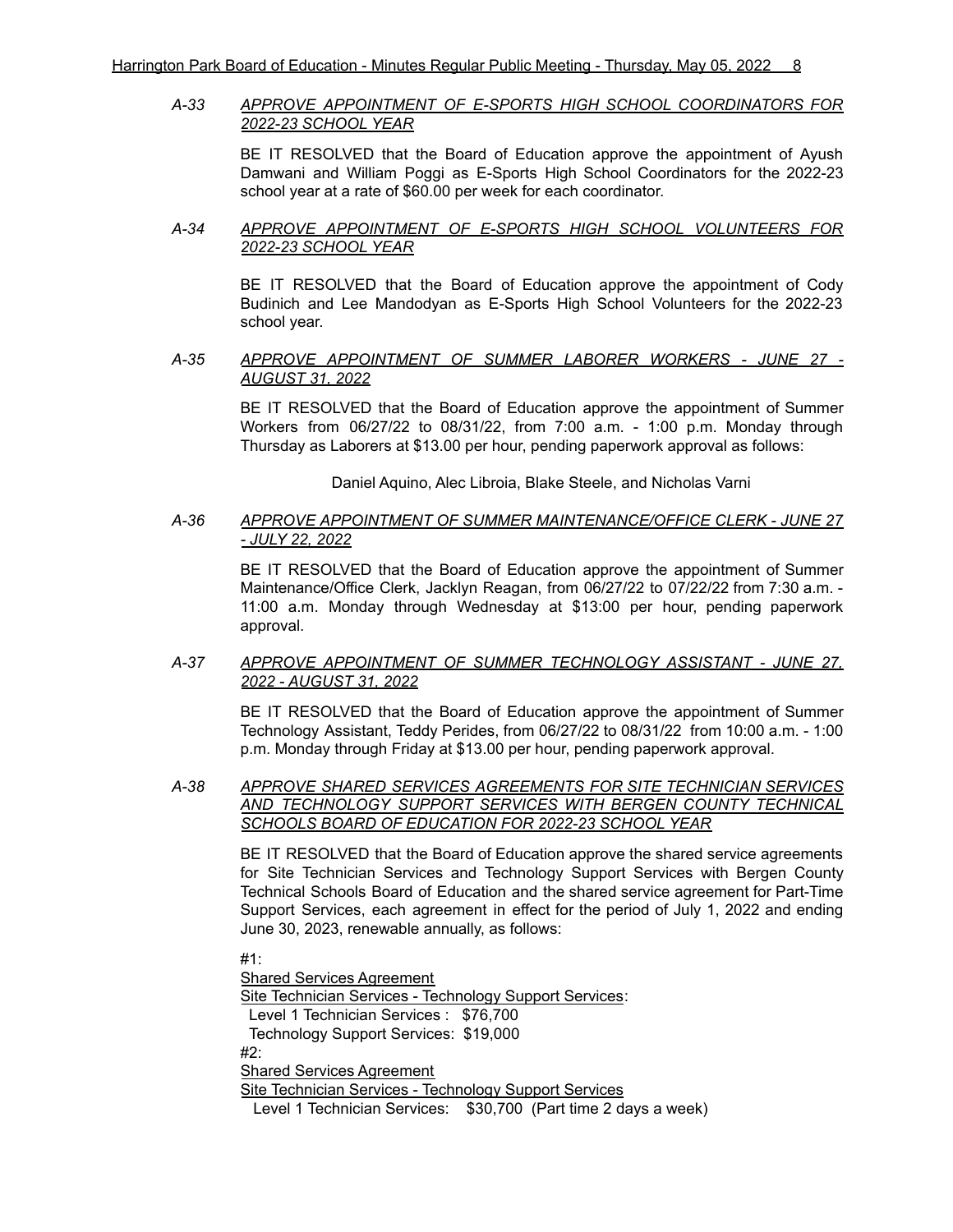*A-33* ***APPROVE APPOINTMENT OF E-SPORTS HIGH SCHOOL COORDINATORS FOR 2022-23 SCHOOL YEAR***

BE IT RESOLVED that the Board of Education approve the appointment of Ayush Damwani and William Poggi as E-Sports High School Coordinators for the 2022-23 school year at a rate of $60.00 per week for each coordinator.

*A-34* ***APPROVE APPOINTMENT OF E-SPORTS HIGH SCHOOL VOLUNTEERS FOR 2022-23 SCHOOL YEAR***

BE IT RESOLVED that the Board of Education approve the appointment of Cody Budinich and Lee Mandodyan as E-Sports High School Volunteers for the 2022-23 school year.

*A-35* ***APPROVE APPOINTMENT OF SUMMER LABORER WORKERS - JUNE 27 - AUGUST 31, 2022***

BE IT RESOLVED that the Board of Education approve the appointment of Summer Workers from 06/27/22 to 08/31/22, from 7:00 a.m. - 1:00 p.m. Monday through Thursday as Laborers at $13.00 per hour, pending paperwork approval as follows:

Daniel Aquino, Alec Libroia, Blake Steele, and Nicholas Varni

*A-36* ***APPROVE APPOINTMENT OF SUMMER MAINTENANCE/OFFICE CLERK - JUNE 27 - JULY 22, 2022***

BE IT RESOLVED that the Board of Education approve the appointment of Summer Maintenance/Office Clerk, Jacklyn Reagan, from 06/27/22 to 07/22/22 from 7:30 a.m. - 11:00 a.m. Monday through Wednesday at $13:00 per hour, pending paperwork approval.

*A-37* ***APPROVE APPOINTMENT OF SUMMER TECHNOLOGY ASSISTANT - JUNE 27, 2022 - AUGUST 31, 2022***

BE IT RESOLVED that the Board of Education approve the appointment of Summer Technology Assistant, Teddy Perides, from 06/27/22 to 08/31/22 from 10:00 a.m. - 1:00 p.m. Monday through Friday at $13.00 per hour, pending paperwork approval.

*A-38* ***APPROVE SHARED SERVICES AGREEMENTS FOR SITE TECHNICIAN SERVICES AND TECHNOLOGY SUPPORT SERVICES WITH BERGEN COUNTY TECHNICAL SCHOOLS BOARD OF EDUCATION FOR 2022-23 SCHOOL YEAR***

BE IT RESOLVED that the Board of Education approve the shared service agreements for Site Technician Services and Technology Support Services with Bergen County Technical Schools Board of Education and the shared service agreement for Part-Time Support Services, each agreement in effect for the period of July 1, 2022 and ending June 30, 2023, renewable annually, as follows:

#1:
Shared Services Agreement
Site Technician Services - Technology Support Services:
Level 1 Technician Services : $76,700
Technology Support Services: $19,000
#2:
Shared Services Agreement
Site Technician Services - Technology Support Services
Level 1 Technician Services: $30,700 (Part time 2 days a week)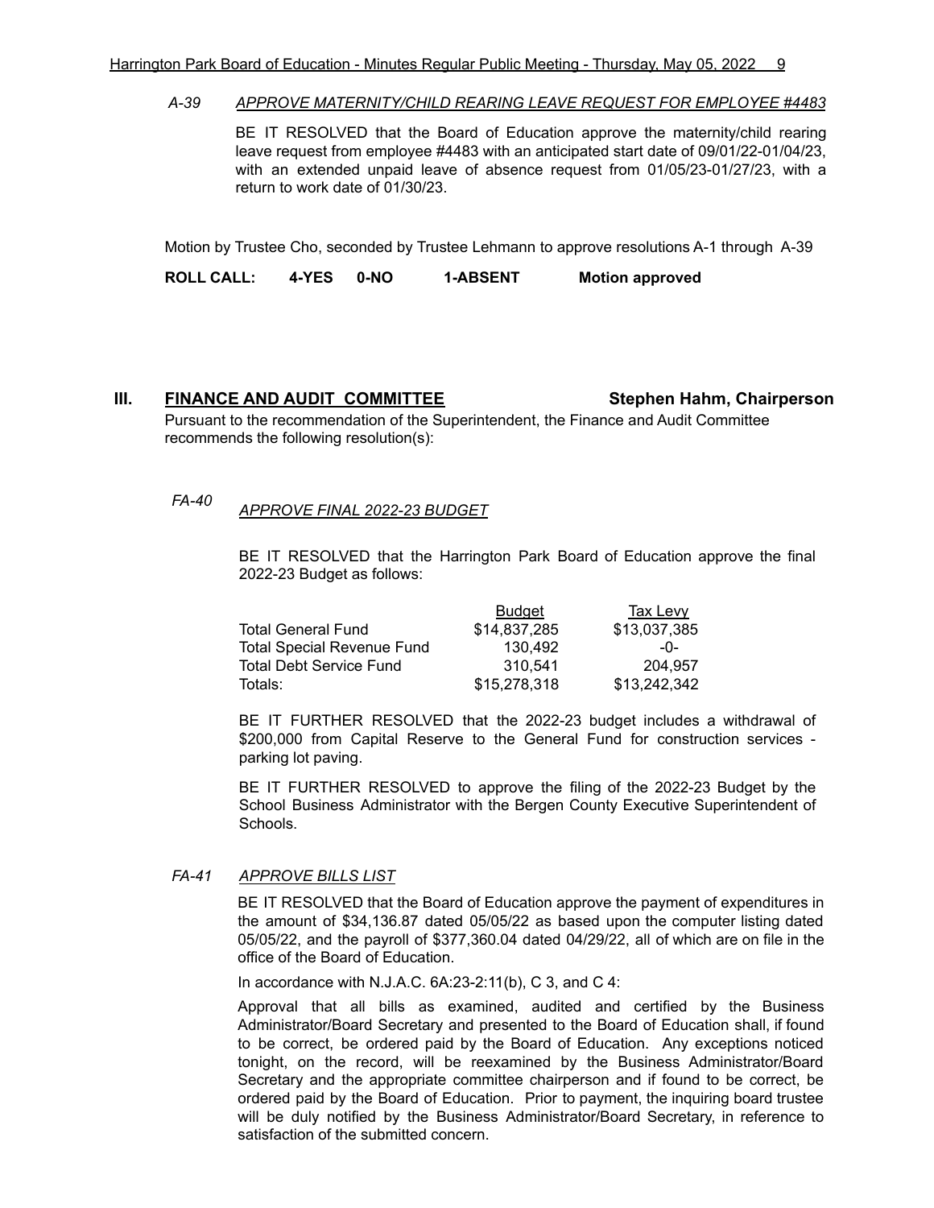*A-39* ***APPROVE MATERNITY/CHILD REARING LEAVE REQUEST FOR EMPLOYEE #4483***

BE IT RESOLVED that the Board of Education approve the maternity/child rearing leave request from employee #4483 with an anticipated start date of 09/01/22-01/04/23, with an extended unpaid leave of absence request from 01/05/23-01/27/23, with a return to work date of 01/30/23.

Motion by Trustee Cho, seconded by Trustee Lehmann to approve resolutions A-1 through A-39

**ROLL CALL: 4-YES 0-NO 1-ABSENT Motion approved**

## III. FINANCE AND AUDIT COMMITTEE — Stephen Hahm, Chairperson

Pursuant to the recommendation of the Superintendent, the Finance and Audit Committee recommends the following resolution(s):

*FA-40* *APPROVE FINAL 2022-23 BUDGET*

BE IT RESOLVED that the Harrington Park Board of Education approve the final 2022-23 Budget as follows:

| | Budget | Tax Levy |
|---|---|---|
| Total General Fund | $14,837,285 | $13,037,385 |
| Total Special Revenue Fund | 130,492 | -0- |
| Total Debt Service Fund | 310,541 | 204,957 |
| Totals: | $15,278,318 | $13,242,342 |

BE IT FURTHER RESOLVED that the 2022-23 budget includes a withdrawal of $200,000 from Capital Reserve to the General Fund for construction services - parking lot paving.

BE IT FURTHER RESOLVED to approve the filing of the 2022-23 Budget by the School Business Administrator with the Bergen County Executive Superintendent of Schools.

*FA-41* *APPROVE BILLS LIST*

BE IT RESOLVED that the Board of Education approve the payment of expenditures in the amount of $34,136.87 dated 05/05/22 as based upon the computer listing dated 05/05/22, and the payroll of $377,360.04 dated 04/29/22, all of which are on file in the office of the Board of Education.

In accordance with N.J.A.C. 6A:23-2:11(b), C 3, and C 4:

Approval that all bills as examined, audited and certified by the Business Administrator/Board Secretary and presented to the Board of Education shall, if found to be correct, be ordered paid by the Board of Education. Any exceptions noticed tonight, on the record, will be reexamined by the Business Administrator/Board Secretary and the appropriate committee chairperson and if found to be correct, be ordered paid by the Board of Education. Prior to payment, the inquiring board trustee will be duly notified by the Business Administrator/Board Secretary, in reference to satisfaction of the submitted concern.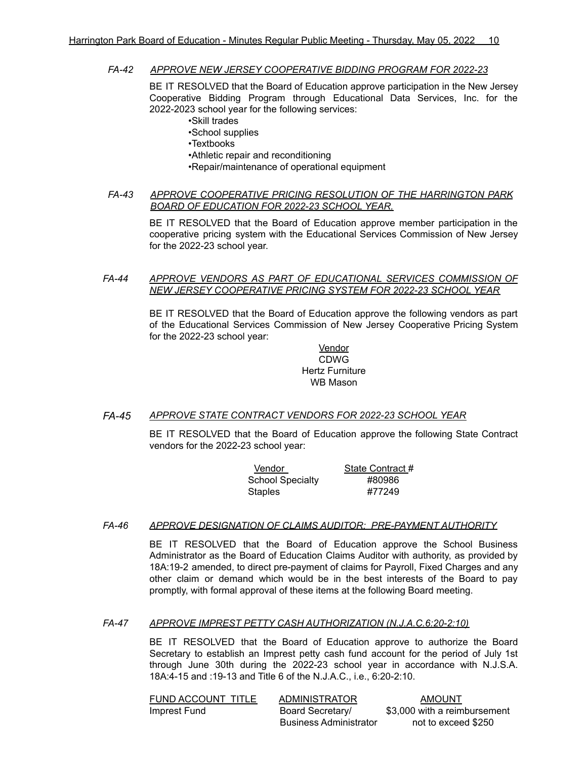*FA-42* ***APPROVE NEW JERSEY COOPERATIVE BIDDING PROGRAM FOR 2022-23***

BE IT RESOLVED that the Board of Education approve participation in the New Jersey Cooperative Bidding Program through Educational Data Services, Inc. for the 2022-2023 school year for the following services:

- Skill trades
- School supplies
- Textbooks
- Athletic repair and reconditioning
- Repair/maintenance of operational equipment

*FA-43* ***APPROVE COOPERATIVE PRICING RESOLUTION OF THE HARRINGTON PARK BOARD OF EDUCATION FOR 2022-23 SCHOOL YEAR.***

BE IT RESOLVED that the Board of Education approve member participation in the cooperative pricing system with the Educational Services Commission of New Jersey for the 2022-23 school year.

*FA-44* ***APPROVE VENDORS AS PART OF EDUCATIONAL SERVICES COMMISSION OF NEW JERSEY COOPERATIVE PRICING SYSTEM FOR 2022-23 SCHOOL YEAR***

BE IT RESOLVED that the Board of Education approve the following vendors as part of the Educational Services Commission of New Jersey Cooperative Pricing System for the 2022-23 school year:

| Vendor |
|---|
| CDWG |
| Hertz Furniture |
| WB Mason |

*FA-45* ***APPROVE STATE CONTRACT VENDORS FOR 2022-23 SCHOOL YEAR***

BE IT RESOLVED that the Board of Education approve the following State Contract vendors for the 2022-23 school year:

| Vendor | State Contract # |
|---|---|
| School Specialty | #80986 |
| Staples | #77249 |

*FA-46* ***APPROVE DESIGNATION OF CLAIMS AUDITOR; PRE-PAYMENT AUTHORITY***

BE IT RESOLVED that the Board of Education approve the School Business Administrator as the Board of Education Claims Auditor with authority, as provided by 18A:19-2 amended, to direct pre-payment of claims for Payroll, Fixed Charges and any other claim or demand which would be in the best interests of the Board to pay promptly, with formal approval of these items at the following Board meeting.

*FA-47* ***APPROVE IMPREST PETTY CASH AUTHORIZATION (N.J.A.C.6:20-2:10)***

BE IT RESOLVED that the Board of Education approve to authorize the Board Secretary to establish an Imprest petty cash fund account for the period of July 1st through June 30th during the 2022-23 school year in accordance with N.J.S.A. 18A:4-15 and :19-13 and Title 6 of the N.J.A.C., i.e., 6:20-2:10.

| FUND ACCOUNT TITLE | ADMINISTRATOR | AMOUNT |
|---|---|---|
| Imprest Fund | Board Secretary/ Business Administrator | $3,000 with a reimbursement not to exceed $250 |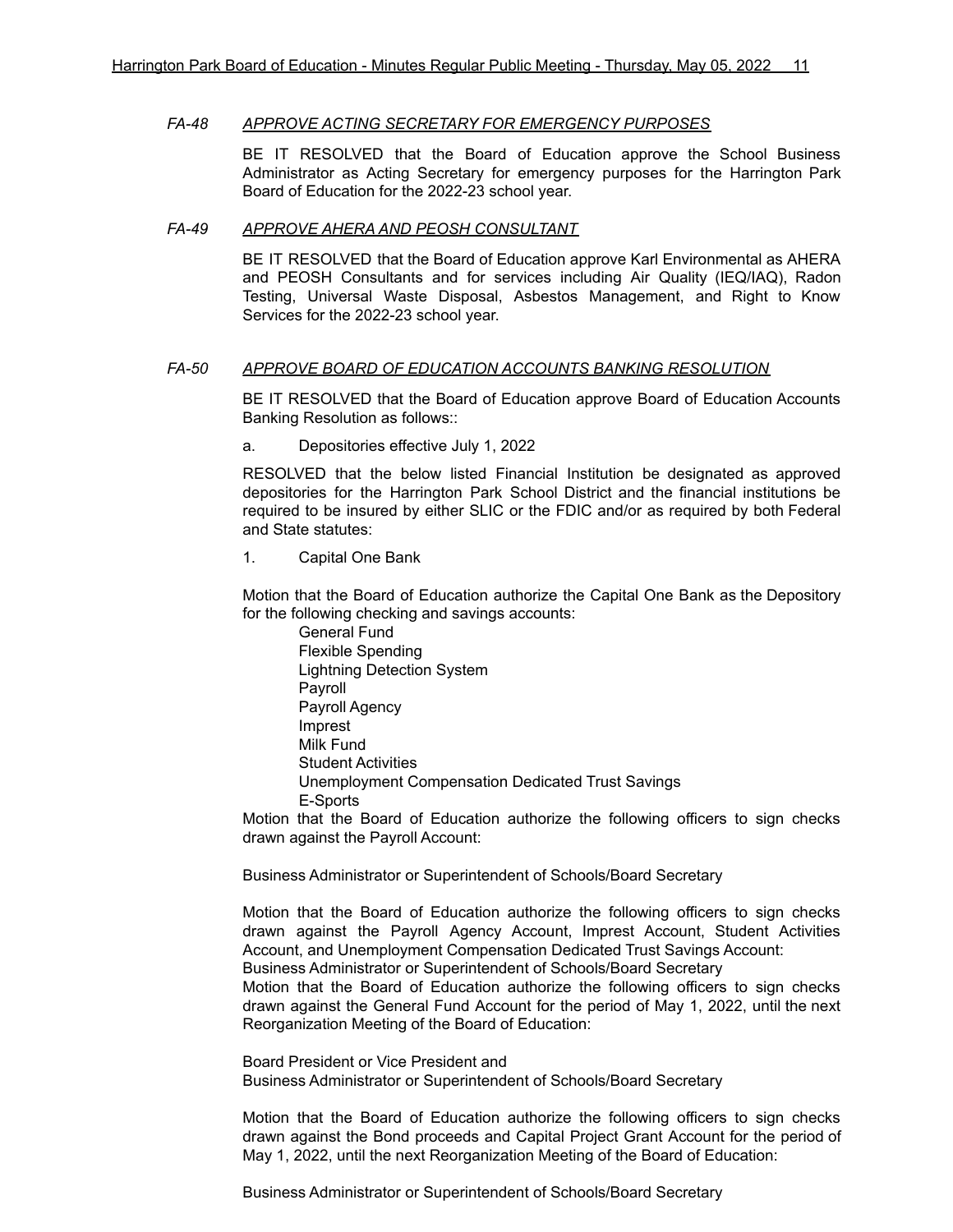### *FA-48 <u>APPROVE ACTING SECRETARY FOR EMERGENCY PURPOSES</u>*

BE IT RESOLVED that the Board of Education approve the School Business Administrator as Acting Secretary for emergency purposes for the Harrington Park Board of Education for the 2022-23 school year.

### *FA-49 <u>APPROVE AHERA AND PEOSH CONSULTANT</u>*

BE IT RESOLVED that the Board of Education approve Karl Environmental as AHERA and PEOSH Consultants and for services including Air Quality (IEQ/IAQ), Radon Testing, Universal Waste Disposal, Asbestos Management, and Right to Know Services for the 2022-23 school year.

### *FA-50 <u>APPROVE BOARD OF EDUCATION ACCOUNTS BANKING RESOLUTION</u>*

BE IT RESOLVED that the Board of Education approve Board of Education Accounts Banking Resolution as follows::

a. Depositories effective July 1, 2022

RESOLVED that the below listed Financial Institution be designated as approved depositories for the Harrington Park School District and the financial institutions be required to be insured by either SLIC or the FDIC and/or as required by both Federal and State statutes:

1. Capital One Bank

Motion that the Board of Education authorize the Capital One Bank as the Depository for the following checking and savings accounts:

- General Fund
- Flexible Spending
- Lightning Detection System
- Payroll
- Payroll Agency
- Imprest
- Milk Fund
- Student Activities
- Unemployment Compensation Dedicated Trust Savings
- E-Sports

Motion that the Board of Education authorize the following officers to sign checks drawn against the Payroll Account:

Business Administrator or Superintendent of Schools/Board Secretary

Motion that the Board of Education authorize the following officers to sign checks drawn against the Payroll Agency Account, Imprest Account, Student Activities Account, and Unemployment Compensation Dedicated Trust Savings Account:
Business Administrator or Superintendent of Schools/Board Secretary
Motion that the Board of Education authorize the following officers to sign checks drawn against the General Fund Account for the period of May 1, 2022, until the next Reorganization Meeting of the Board of Education:

Board President or Vice President and
Business Administrator or Superintendent of Schools/Board Secretary

Motion that the Board of Education authorize the following officers to sign checks drawn against the Bond proceeds and Capital Project Grant Account for the period of May 1, 2022, until the next Reorganization Meeting of the Board of Education:

Business Administrator or Superintendent of Schools/Board Secretary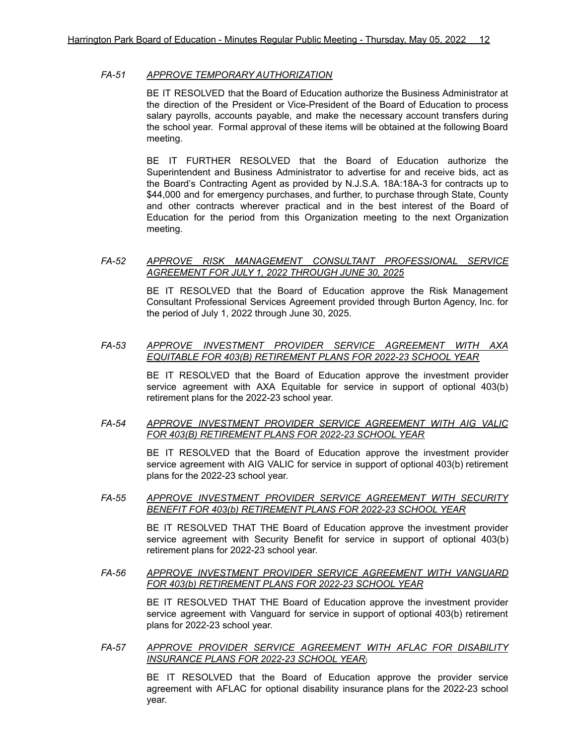*FA-51* *APPROVE TEMPORARY AUTHORIZATION*

BE IT RESOLVED that the Board of Education authorize the Business Administrator at the direction of the President or Vice-President of the Board of Education to process salary payrolls, accounts payable, and make the necessary account transfers during the school year. Formal approval of these items will be obtained at the following Board meeting.

BE IT FURTHER RESOLVED that the Board of Education authorize the Superintendent and Business Administrator to advertise for and receive bids, act as the Board's Contracting Agent as provided by N.J.S.A. 18A:18A-3 for contracts up to $44,000 and for emergency purchases, and further, to purchase through State, County and other contracts wherever practical and in the best interest of the Board of Education for the period from this Organization meeting to the next Organization meeting.

*FA-52* *APPROVE RISK MANAGEMENT CONSULTANT PROFESSIONAL SERVICE AGREEMENT FOR JULY 1, 2022 THROUGH JUNE 30, 2025*

BE IT RESOLVED that the Board of Education approve the Risk Management Consultant Professional Services Agreement provided through Burton Agency, Inc. for the period of July 1, 2022 through June 30, 2025.

*FA-53* *APPROVE INVESTMENT PROVIDER SERVICE AGREEMENT WITH AXA EQUITABLE FOR 403(B) RETIREMENT PLANS FOR 2022-23 SCHOOL YEAR*

BE IT RESOLVED that the Board of Education approve the investment provider service agreement with AXA Equitable for service in support of optional 403(b) retirement plans for the 2022-23 school year.

*FA-54* *APPROVE INVESTMENT PROVIDER SERVICE AGREEMENT WITH AIG VALIC FOR 403(B) RETIREMENT PLANS FOR 2022-23 SCHOOL YEAR*

BE IT RESOLVED that the Board of Education approve the investment provider service agreement with AIG VALIC for service in support of optional 403(b) retirement plans for the 2022-23 school year.

*FA-55* *APPROVE INVESTMENT PROVIDER SERVICE AGREEMENT WITH SECURITY BENEFIT FOR 403(b) RETIREMENT PLANS FOR 2022-23 SCHOOL YEAR*

BE IT RESOLVED THAT THE Board of Education approve the investment provider service agreement with Security Benefit for service in support of optional 403(b) retirement plans for 2022-23 school year.

*FA-56* *APPROVE INVESTMENT PROVIDER SERVICE AGREEMENT WITH VANGUARD FOR 403(b) RETIREMENT PLANS FOR 2022-23 SCHOOL YEAR*

BE IT RESOLVED THAT THE Board of Education approve the investment provider service agreement with Vanguard for service in support of optional 403(b) retirement plans for 2022-23 school year.

*FA-57* *APPROVE PROVIDER SERVICE AGREEMENT WITH AFLAC FOR DISABILITY INSURANCE PLANS FOR 2022-23 SCHOOL YEAR*

BE IT RESOLVED that the Board of Education approve the provider service agreement with AFLAC for optional disability insurance plans for the 2022-23 school year.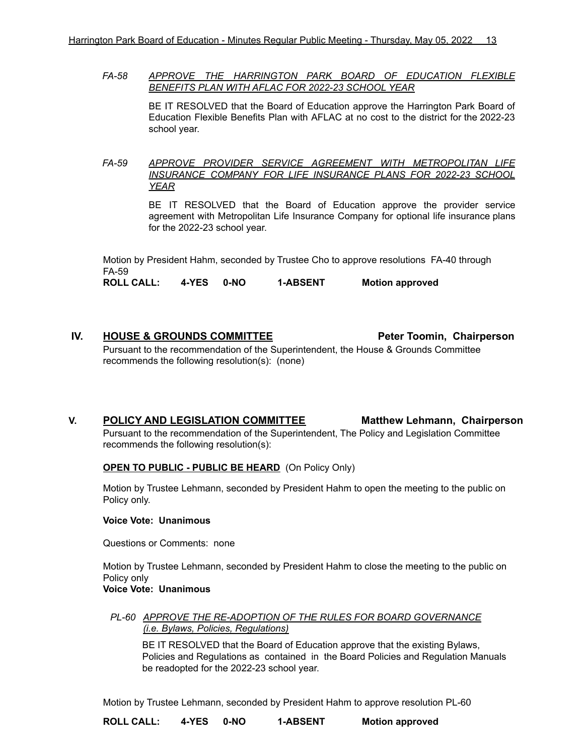*FA-58* ***APPROVE THE HARRINGTON PARK BOARD OF EDUCATION FLEXIBLE BENEFITS PLAN WITH AFLAC FOR 2022-23 SCHOOL YEAR***

BE IT RESOLVED that the Board of Education approve the Harrington Park Board of Education Flexible Benefits Plan with AFLAC at no cost to the district for the 2022-23 school year.

*FA-59* ***APPROVE PROVIDER SERVICE AGREEMENT WITH METROPOLITAN LIFE INSURANCE COMPANY FOR LIFE INSURANCE PLANS FOR 2022-23 SCHOOL YEAR***

BE IT RESOLVED that the Board of Education approve the provider service agreement with Metropolitan Life Insurance Company for optional life insurance plans for the 2022-23 school year.

Motion by President Hahm, seconded by Trustee Cho to approve resolutions FA-40 through FA-59

**ROLL CALL: 4-YES 0-NO 1-ABSENT Motion approved**

## IV. HOUSE & GROUNDS COMMITTEE — Peter Toomin, Chairperson

Pursuant to the recommendation of the Superintendent, the House & Grounds Committee recommends the following resolution(s): (none)

## V. POLICY AND LEGISLATION COMMITTEE — Matthew Lehmann, Chairperson

Pursuant to the recommendation of the Superintendent, The Policy and Legislation Committee recommends the following resolution(s):

**OPEN TO PUBLIC - PUBLIC BE HEARD** (On Policy Only)

Motion by Trustee Lehmann, seconded by President Hahm to open the meeting to the public on Policy only.

**Voice Vote: Unanimous**

Questions or Comments: none

Motion by Trustee Lehmann, seconded by President Hahm to close the meeting to the public on Policy only

**Voice Vote: Unanimous**

*PL-60* *APPROVE THE RE-ADOPTION OF THE RULES FOR BOARD GOVERNANCE (i.e. Bylaws, Policies, Regulations)*

BE IT RESOLVED that the Board of Education approve that the existing Bylaws, Policies and Regulations as contained in the Board Policies and Regulation Manuals be readopted for the 2022-23 school year.

Motion by Trustee Lehmann, seconded by President Hahm to approve resolution PL-60

**ROLL CALL: 4-YES 0-NO 1-ABSENT Motion approved**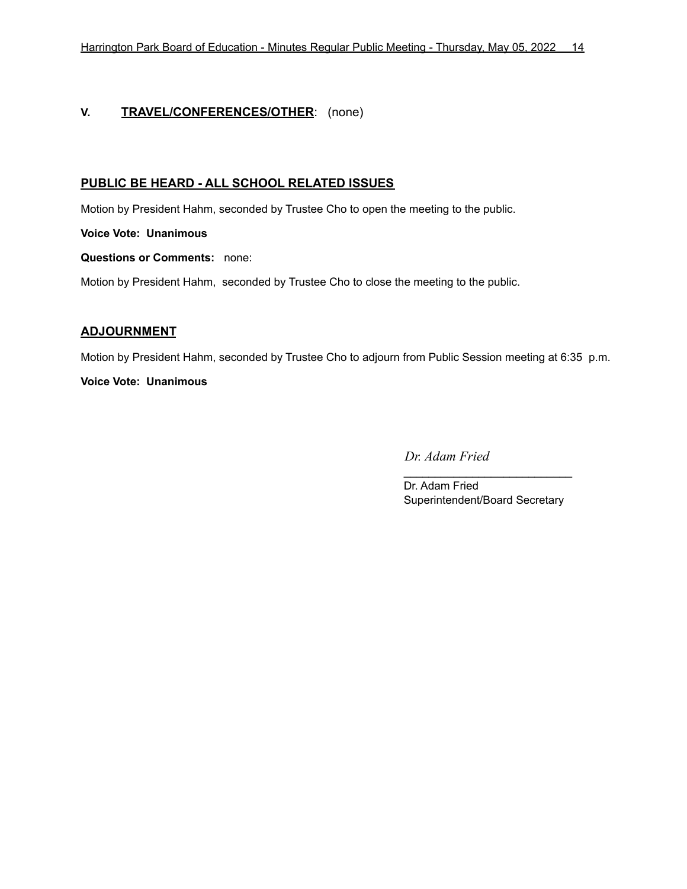**V. TRAVEL/CONFERENCES/OTHER**: (none)

## PUBLIC BE HEARD - ALL SCHOOL RELATED ISSUES

Motion by President Hahm, seconded by Trustee Cho to open the meeting to the public.

**Voice Vote: Unanimous**

**Questions or Comments:** none:

Motion by President Hahm, seconded by Trustee Cho to close the meeting to the public.

## ADJOURNMENT

Motion by President Hahm, seconded by Trustee Cho to adjourn from Public Session meeting at 6:35 p.m.

**Voice Vote: Unanimous**

*Dr. Adam Fried*

\_\_\_\_\_\_\_\_\_\_\_\_\_\_\_\_\_\_\_\_\_\_\_\_\_\_\_

Dr. Adam Fried
Superintendent/Board Secretary